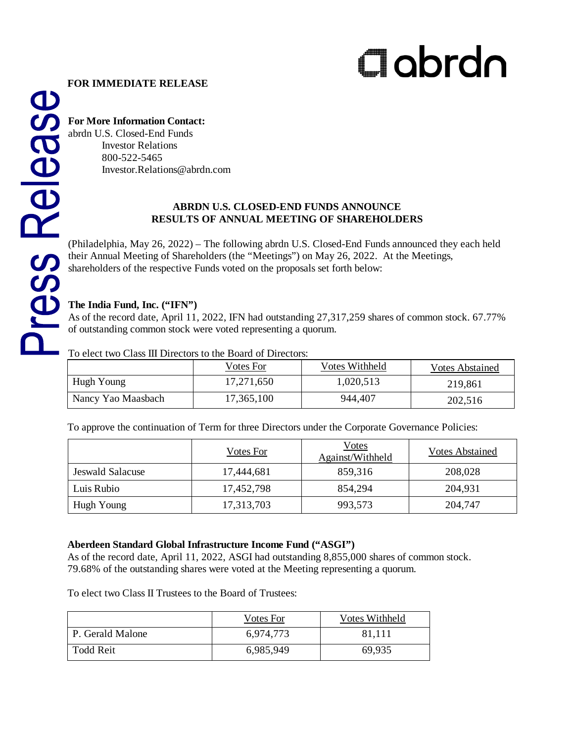**FOR IMMEDIATE RELEASE**

**For More Information Contact:**
abrdn U.S. Closed-End Funds
Investor Relations
800-522-5465
Investor.Relations@abrdn.com

## ABRDN U.S. CLOSED-END FUNDS ANNOUNCE RESULTS OF ANNUAL MEETING OF SHAREHOLDERS

(Philadelphia, May 26, 2022) – The following abrdn U.S. Closed-End Funds announced they each held their Annual Meeting of Shareholders (the "Meetings") on May 26, 2022. At the Meetings, shareholders of the respective Funds voted on the proposals set forth below:

**The India Fund, Inc. ("IFN")**
As of the record date, April 11, 2022, IFN had outstanding 27,317,259 shares of common stock. 67.77% of outstanding common stock were voted representing a quorum.

To elect two Class III Directors to the Board of Directors:

| | Votes For | Votes Withheld | Votes Abstained |
|---|---|---|---|
| Hugh Young | 17,271,650 | 1,020,513 | 219,861 |
| Nancy Yao Maasbach | 17,365,100 | 944,407 | 202,516 |

To approve the continuation of Term for three Directors under the Corporate Governance Policies:

| | Votes For | Votes Against/Withheld | Votes Abstained |
|---|---|---|---|
| Jeswald Salacuse | 17,444,681 | 859,316 | 208,028 |
| Luis Rubio | 17,452,798 | 854,294 | 204,931 |
| Hugh Young | 17,313,703 | 993,573 | 204,747 |

**Aberdeen Standard Global Infrastructure Income Fund ("ASGI")**
As of the record date, April 11, 2022, ASGI had outstanding 8,855,000 shares of common stock. 79.68% of the outstanding shares were voted at the Meeting representing a quorum.

To elect two Class II Trustees to the Board of Trustees:

| | Votes For | Votes Withheld |
|---|---|---|
| P. Gerald Malone | 6,974,773 | 81,111 |
| Todd Reit | 6,985,949 | 69,935 |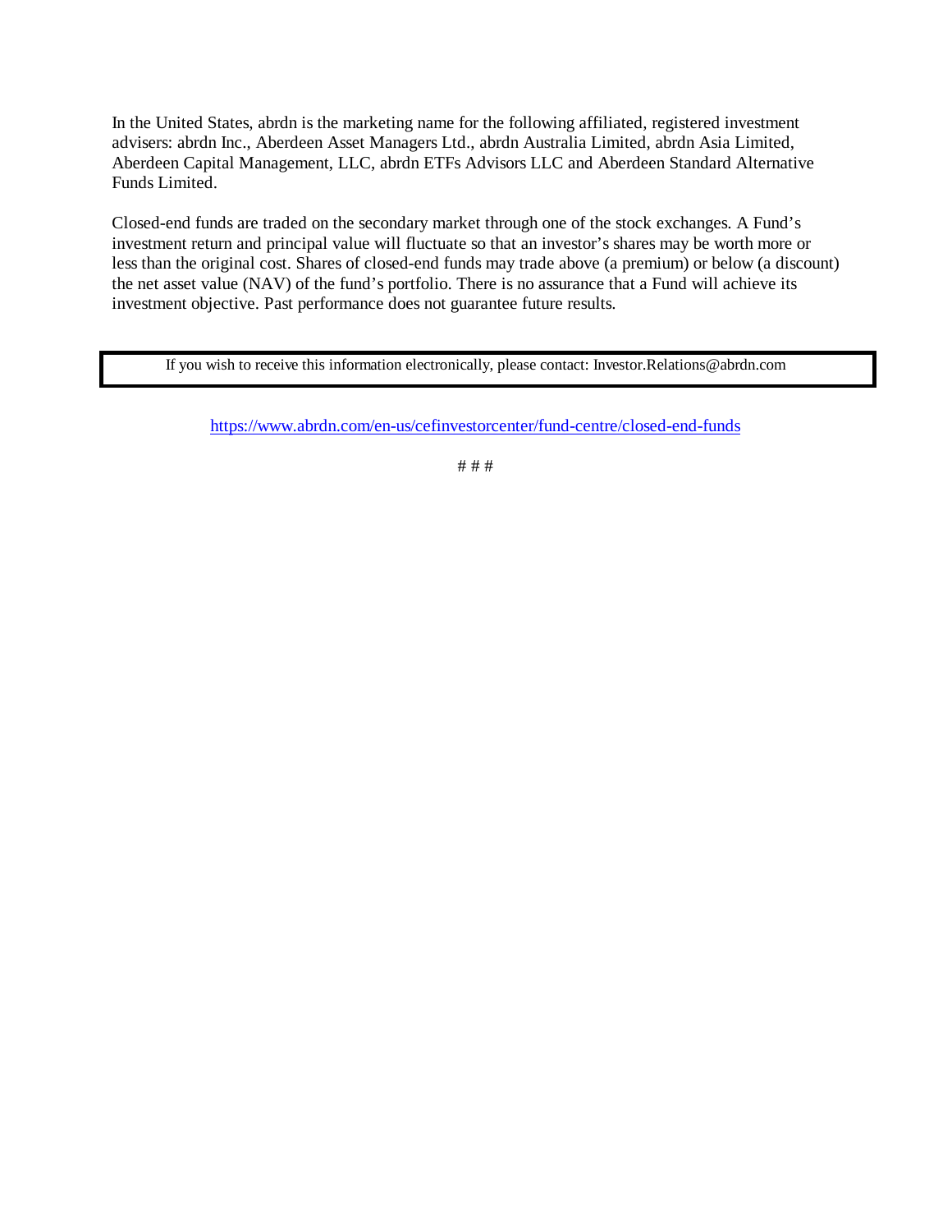In the United States, abrdn is the marketing name for the following affiliated, registered investment advisers: abrdn Inc., Aberdeen Asset Managers Ltd., abrdn Australia Limited, abrdn Asia Limited, Aberdeen Capital Management, LLC, abrdn ETFs Advisors LLC and Aberdeen Standard Alternative Funds Limited.

Closed-end funds are traded on the secondary market through one of the stock exchanges. A Fund's investment return and principal value will fluctuate so that an investor's shares may be worth more or less than the original cost. Shares of closed-end funds may trade above (a premium) or below (a discount) the net asset value (NAV) of the fund's portfolio. There is no assurance that a Fund will achieve its investment objective. Past performance does not guarantee future results.

| If you wish to receive this information electronically, please contact: Investor.Relations@abrdn.com |
| --- |

https://www.abrdn.com/en-us/cefinvestorcenter/fund-centre/closed-end-funds

# # #